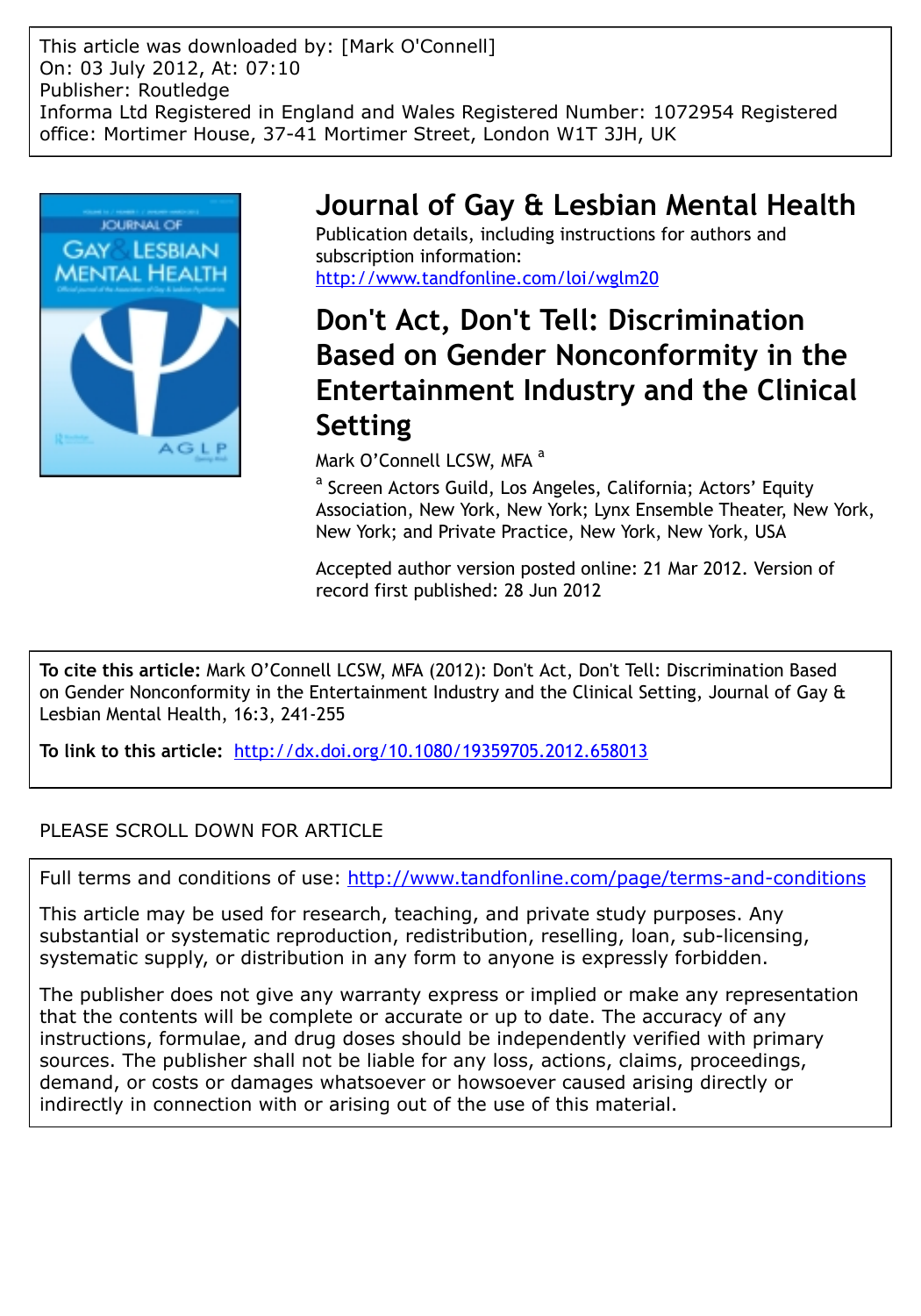This article was downloaded by: [Mark O'Connell]
On: 03 July 2012, At: 07:10
Publisher: Routledge
Informa Ltd Registered in England and Wales Registered Number: 1072954 Registered office: Mortimer House, 37-41 Mortimer Street, London W1T 3JH, UK

# Journal of Gay & Lesbian Mental Health

Publication details, including instructions for authors and subscription information:
http://www.tandfonline.com/loi/wglm20

## Don't Act, Don't Tell: Discrimination Based on Gender Nonconformity in the Entertainment Industry and the Clinical Setting

Mark O'Connell LCSW, MFA [a]

[a] Screen Actors Guild, Los Angeles, California; Actors' Equity Association, New York, New York; Lynx Ensemble Theater, New York, New York; and Private Practice, New York, New York, USA

Accepted author version posted online: 21 Mar 2012. Version of record first published: 28 Jun 2012

**To cite this article:** Mark O'Connell LCSW, MFA (2012): Don't Act, Don't Tell: Discrimination Based on Gender Nonconformity in the Entertainment Industry and the Clinical Setting, Journal of Gay & Lesbian Mental Health, 16:3, 241-255

**To link to this article:** http://dx.doi.org/10.1080/19359705.2012.658013

PLEASE SCROLL DOWN FOR ARTICLE

Full terms and conditions of use: http://www.tandfonline.com/page/terms-and-conditions

This article may be used for research, teaching, and private study purposes. Any substantial or systematic reproduction, redistribution, reselling, loan, sub-licensing, systematic supply, or distribution in any form to anyone is expressly forbidden.

The publisher does not give any warranty express or implied or make any representation that the contents will be complete or accurate or up to date. The accuracy of any instructions, formulae, and drug doses should be independently verified with primary sources. The publisher shall not be liable for any loss, actions, claims, proceedings, demand, or costs or damages whatsoever or howsoever caused arising directly or indirectly in connection with or arising out of the use of this material.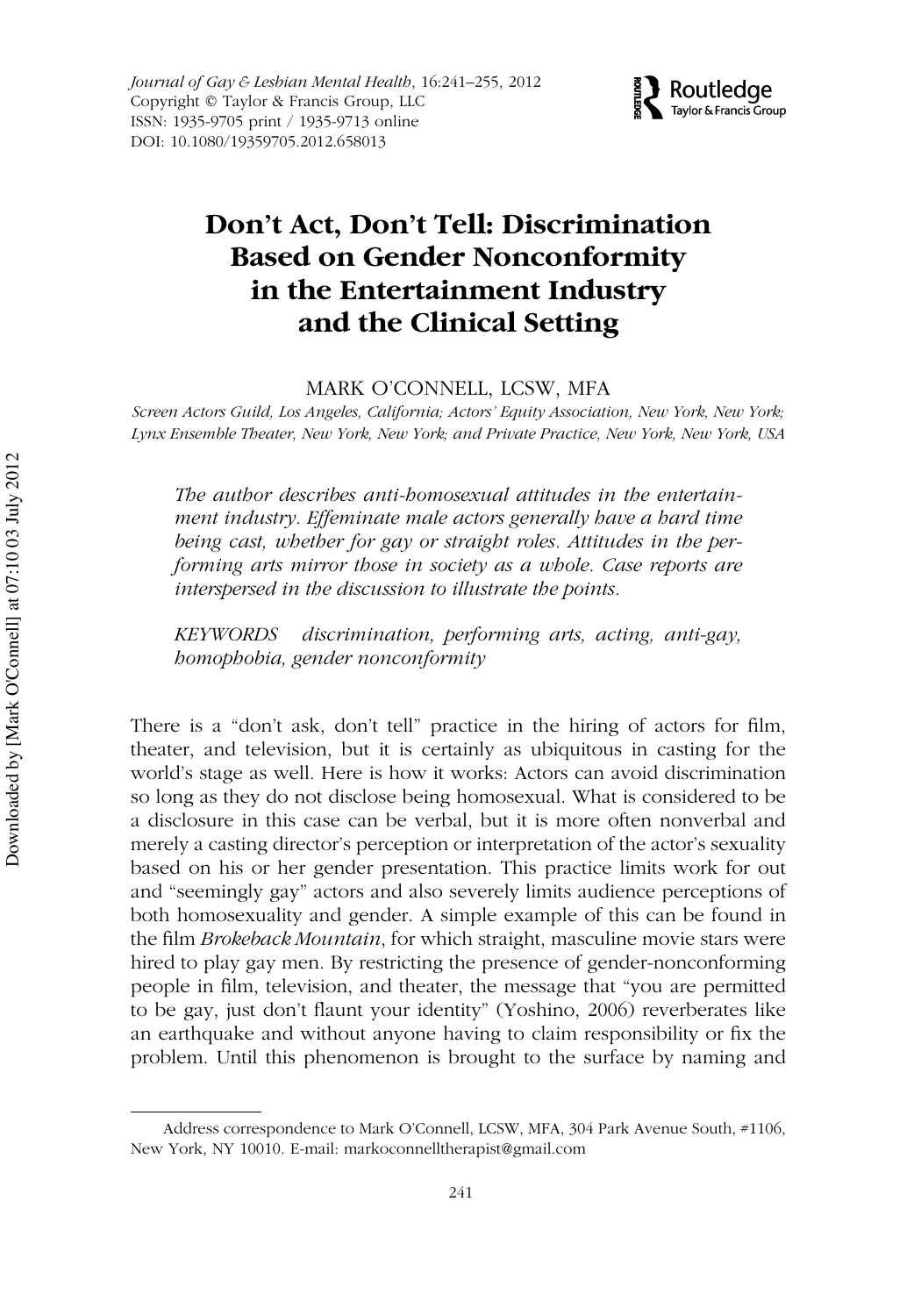# Don't Act, Don't Tell: Discrimination Based on Gender Nonconformity in the Entertainment Industry and the Clinical Setting

MARK O'CONNELL, LCSW, MFA

*Screen Actors Guild, Los Angeles, California; Actors' Equity Association, New York, New York; Lynx Ensemble Theater, New York, New York; and Private Practice, New York, New York, USA*

*The author describes anti-homosexual attitudes in the entertainment industry. Effeminate male actors generally have a hard time being cast, whether for gay or straight roles. Attitudes in the performing arts mirror those in society as a whole. Case reports are interspersed in the discussion to illustrate the points.*

*KEYWORDS discrimination, performing arts, acting, anti-gay, homophobia, gender nonconformity*

There is a "don't ask, don't tell" practice in the hiring of actors for film, theater, and television, but it is certainly as ubiquitous in casting for the world's stage as well. Here is how it works: Actors can avoid discrimination so long as they do not disclose being homosexual. What is considered to be a disclosure in this case can be verbal, but it is more often nonverbal and merely a casting director's perception or interpretation of the actor's sexuality based on his or her gender presentation. This practice limits work for out and "seemingly gay" actors and also severely limits audience perceptions of both homosexuality and gender. A simple example of this can be found in the film *Brokeback Mountain*, for which straight, masculine movie stars were hired to play gay men. By restricting the presence of gender-nonconforming people in film, television, and theater, the message that "you are permitted to be gay, just don't flaunt your identity" (Yoshino, 2006) reverberates like an earthquake and without anyone having to claim responsibility or fix the problem. Until this phenomenon is brought to the surface by naming and

Address correspondence to Mark O'Connell, LCSW, MFA, 304 Park Avenue South, #1106, New York, NY 10010. E-mail: markoconnelltherapist@gmail.com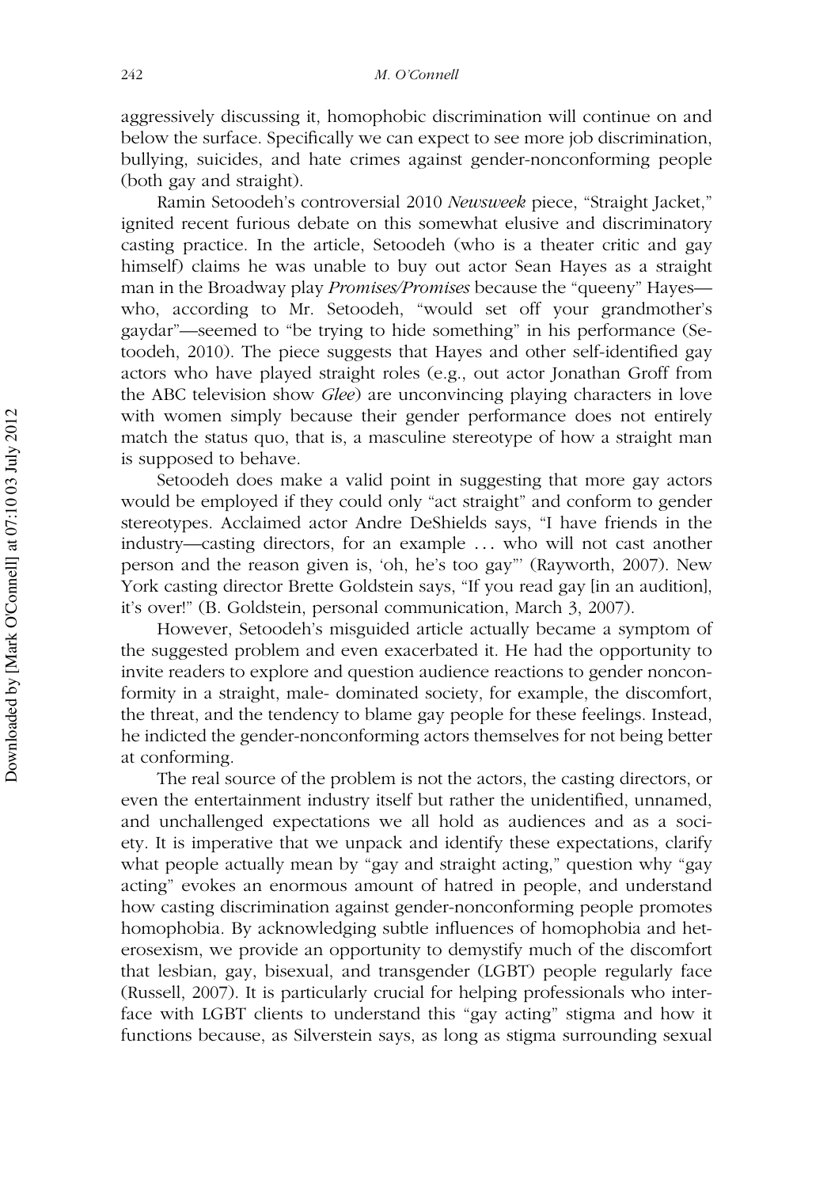aggressively discussing it, homophobic discrimination will continue on and below the surface. Specifically we can expect to see more job discrimination, bullying, suicides, and hate crimes against gender-nonconforming people (both gay and straight).

Ramin Setoodeh's controversial 2010 *Newsweek* piece, "Straight Jacket," ignited recent furious debate on this somewhat elusive and discriminatory casting practice. In the article, Setoodeh (who is a theater critic and gay himself) claims he was unable to buy out actor Sean Hayes as a straight man in the Broadway play *Promises/Promises* because the "queeny" Hayes—who, according to Mr. Setoodeh, "would set off your grandmother's gaydar"—seemed to "be trying to hide something" in his performance (Setoodeh, 2010). The piece suggests that Hayes and other self-identified gay actors who have played straight roles (e.g., out actor Jonathan Groff from the ABC television show *Glee*) are unconvincing playing characters in love with women simply because their gender performance does not entirely match the status quo, that is, a masculine stereotype of how a straight man is supposed to behave.

Setoodeh does make a valid point in suggesting that more gay actors would be employed if they could only "act straight" and conform to gender stereotypes. Acclaimed actor Andre DeShields says, "I have friends in the industry—casting directors, for an example ... who will not cast another person and the reason given is, 'oh, he's too gay"' (Rayworth, 2007). New York casting director Brette Goldstein says, "If you read gay [in an audition], it's over!" (B. Goldstein, personal communication, March 3, 2007).

However, Setoodeh's misguided article actually became a symptom of the suggested problem and even exacerbated it. He had the opportunity to invite readers to explore and question audience reactions to gender nonconformity in a straight, male- dominated society, for example, the discomfort, the threat, and the tendency to blame gay people for these feelings. Instead, he indicted the gender-nonconforming actors themselves for not being better at conforming.

The real source of the problem is not the actors, the casting directors, or even the entertainment industry itself but rather the unidentified, unnamed, and unchallenged expectations we all hold as audiences and as a society. It is imperative that we unpack and identify these expectations, clarify what people actually mean by "gay and straight acting," question why "gay acting" evokes an enormous amount of hatred in people, and understand how casting discrimination against gender-nonconforming people promotes homophobia. By acknowledging subtle influences of homophobia and heterosexism, we provide an opportunity to demystify much of the discomfort that lesbian, gay, bisexual, and transgender (LGBT) people regularly face (Russell, 2007). It is particularly crucial for helping professionals who interface with LGBT clients to understand this "gay acting" stigma and how it functions because, as Silverstein says, as long as stigma surrounding sexual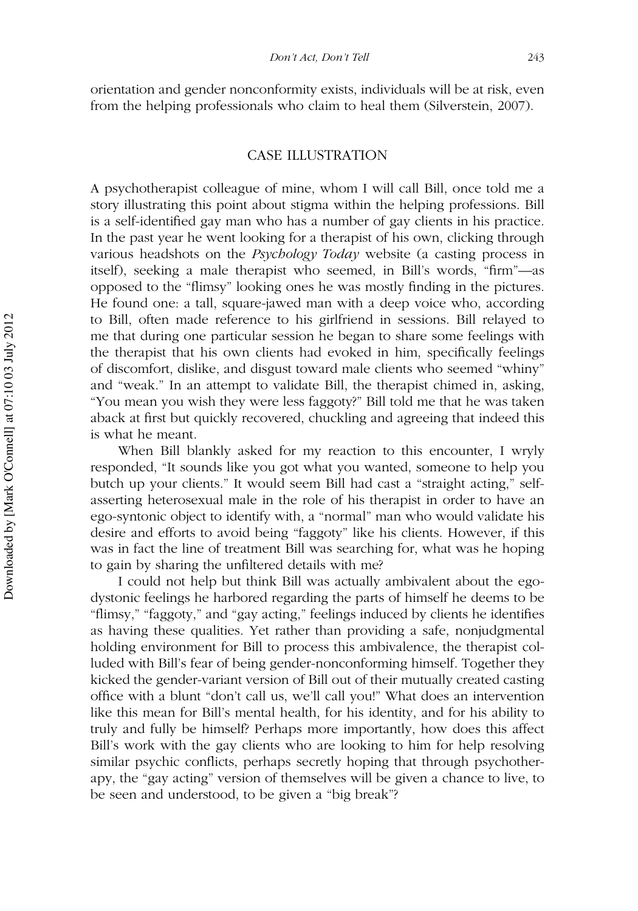orientation and gender nonconformity exists, individuals will be at risk, even from the helping professionals who claim to heal them (Silverstein, 2007).

## CASE ILLUSTRATION

A psychotherapist colleague of mine, whom I will call Bill, once told me a story illustrating this point about stigma within the helping professions. Bill is a self-identified gay man who has a number of gay clients in his practice. In the past year he went looking for a therapist of his own, clicking through various headshots on the *Psychology Today* website (a casting process in itself), seeking a male therapist who seemed, in Bill's words, "firm"—as opposed to the "flimsy" looking ones he was mostly finding in the pictures. He found one: a tall, square-jawed man with a deep voice who, according to Bill, often made reference to his girlfriend in sessions. Bill relayed to me that during one particular session he began to share some feelings with the therapist that his own clients had evoked in him, specifically feelings of discomfort, dislike, and disgust toward male clients who seemed "whiny" and "weak." In an attempt to validate Bill, the therapist chimed in, asking, "You mean you wish they were less faggoty?" Bill told me that he was taken aback at first but quickly recovered, chuckling and agreeing that indeed this is what he meant.

When Bill blankly asked for my reaction to this encounter, I wryly responded, "It sounds like you got what you wanted, someone to help you butch up your clients." It would seem Bill had cast a "straight acting," self-asserting heterosexual male in the role of his therapist in order to have an ego-syntonic object to identify with, a "normal" man who would validate his desire and efforts to avoid being "faggoty" like his clients. However, if this was in fact the line of treatment Bill was searching for, what was he hoping to gain by sharing the unfiltered details with me?

I could not help but think Bill was actually ambivalent about the ego-dystonic feelings he harbored regarding the parts of himself he deems to be "flimsy," "faggoty," and "gay acting," feelings induced by clients he identifies as having these qualities. Yet rather than providing a safe, nonjudgmental holding environment for Bill to process this ambivalence, the therapist colluded with Bill's fear of being gender-nonconforming himself. Together they kicked the gender-variant version of Bill out of their mutually created casting office with a blunt "don't call us, we'll call you!" What does an intervention like this mean for Bill's mental health, for his identity, and for his ability to truly and fully be himself? Perhaps more importantly, how does this affect Bill's work with the gay clients who are looking to him for help resolving similar psychic conflicts, perhaps secretly hoping that through psychotherapy, the "gay acting" version of themselves will be given a chance to live, to be seen and understood, to be given a "big break"?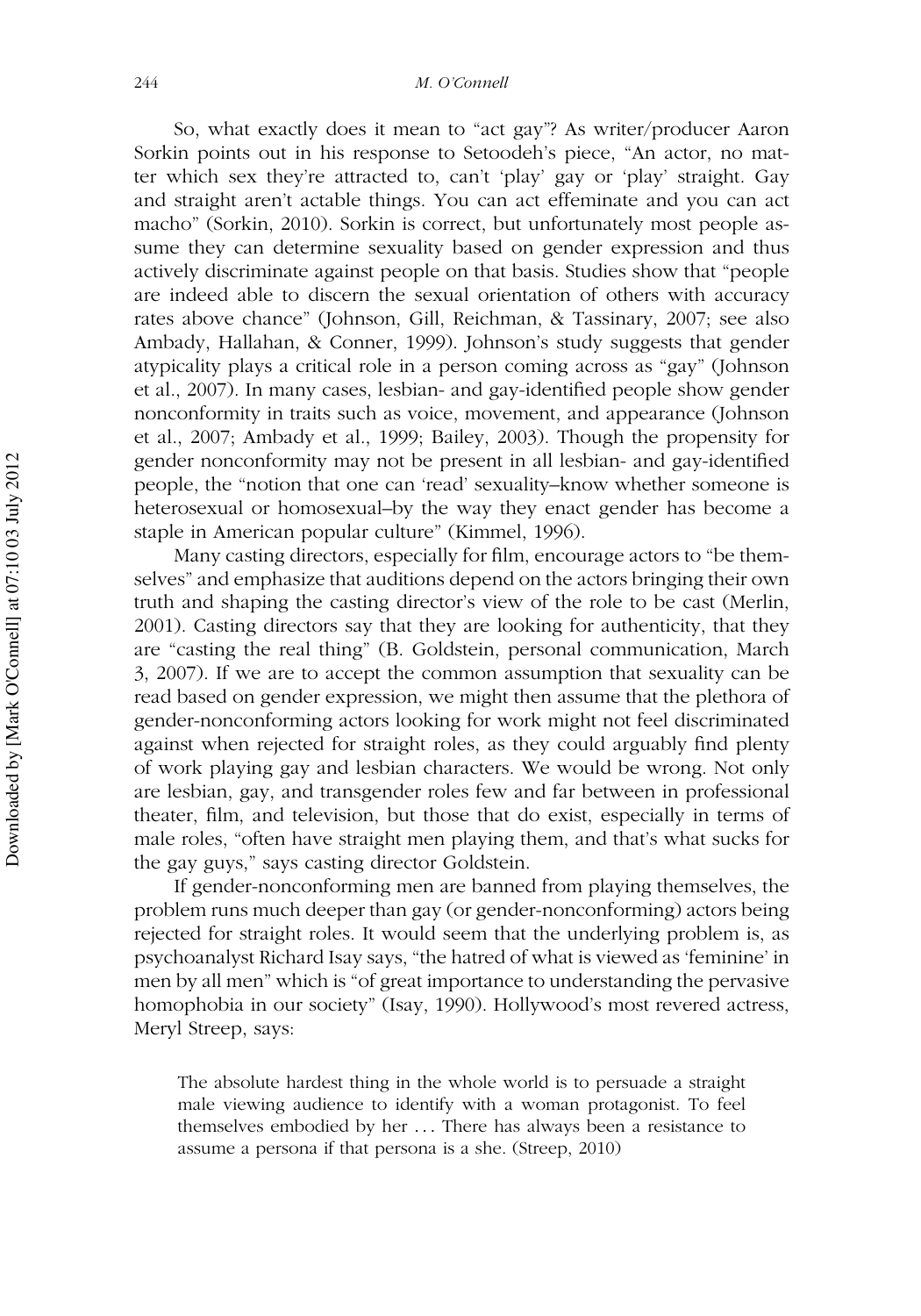So, what exactly does it mean to "act gay"? As writer/producer Aaron Sorkin points out in his response to Setoodeh's piece, "An actor, no matter which sex they're attracted to, can't 'play' gay or 'play' straight. Gay and straight aren't actable things. You can act effeminate and you can act macho" (Sorkin, 2010). Sorkin is correct, but unfortunately most people assume they can determine sexuality based on gender expression and thus actively discriminate against people on that basis. Studies show that "people are indeed able to discern the sexual orientation of others with accuracy rates above chance" (Johnson, Gill, Reichman, & Tassinary, 2007; see also Ambady, Hallahan, & Conner, 1999). Johnson's study suggests that gender atypicality plays a critical role in a person coming across as "gay" (Johnson et al., 2007). In many cases, lesbian- and gay-identified people show gender nonconformity in traits such as voice, movement, and appearance (Johnson et al., 2007; Ambady et al., 1999; Bailey, 2003). Though the propensity for gender nonconformity may not be present in all lesbian- and gay-identified people, the "notion that one can 'read' sexuality–know whether someone is heterosexual or homosexual–by the way they enact gender has become a staple in American popular culture" (Kimmel, 1996).

Many casting directors, especially for film, encourage actors to "be themselves" and emphasize that auditions depend on the actors bringing their own truth and shaping the casting director's view of the role to be cast (Merlin, 2001). Casting directors say that they are looking for authenticity, that they are "casting the real thing" (B. Goldstein, personal communication, March 3, 2007). If we are to accept the common assumption that sexuality can be read based on gender expression, we might then assume that the plethora of gender-nonconforming actors looking for work might not feel discriminated against when rejected for straight roles, as they could arguably find plenty of work playing gay and lesbian characters. We would be wrong. Not only are lesbian, gay, and transgender roles few and far between in professional theater, film, and television, but those that do exist, especially in terms of male roles, "often have straight men playing them, and that's what sucks for the gay guys," says casting director Goldstein.

If gender-nonconforming men are banned from playing themselves, the problem runs much deeper than gay (or gender-nonconforming) actors being rejected for straight roles. It would seem that the underlying problem is, as psychoanalyst Richard Isay says, "the hatred of what is viewed as 'feminine' in men by all men" which is "of great importance to understanding the pervasive homophobia in our society" (Isay, 1990). Hollywood's most revered actress, Meryl Streep, says:

> The absolute hardest thing in the whole world is to persuade a straight male viewing audience to identify with a woman protagonist. To feel themselves embodied by her ... There has always been a resistance to assume a persona if that persona is a she. (Streep, 2010)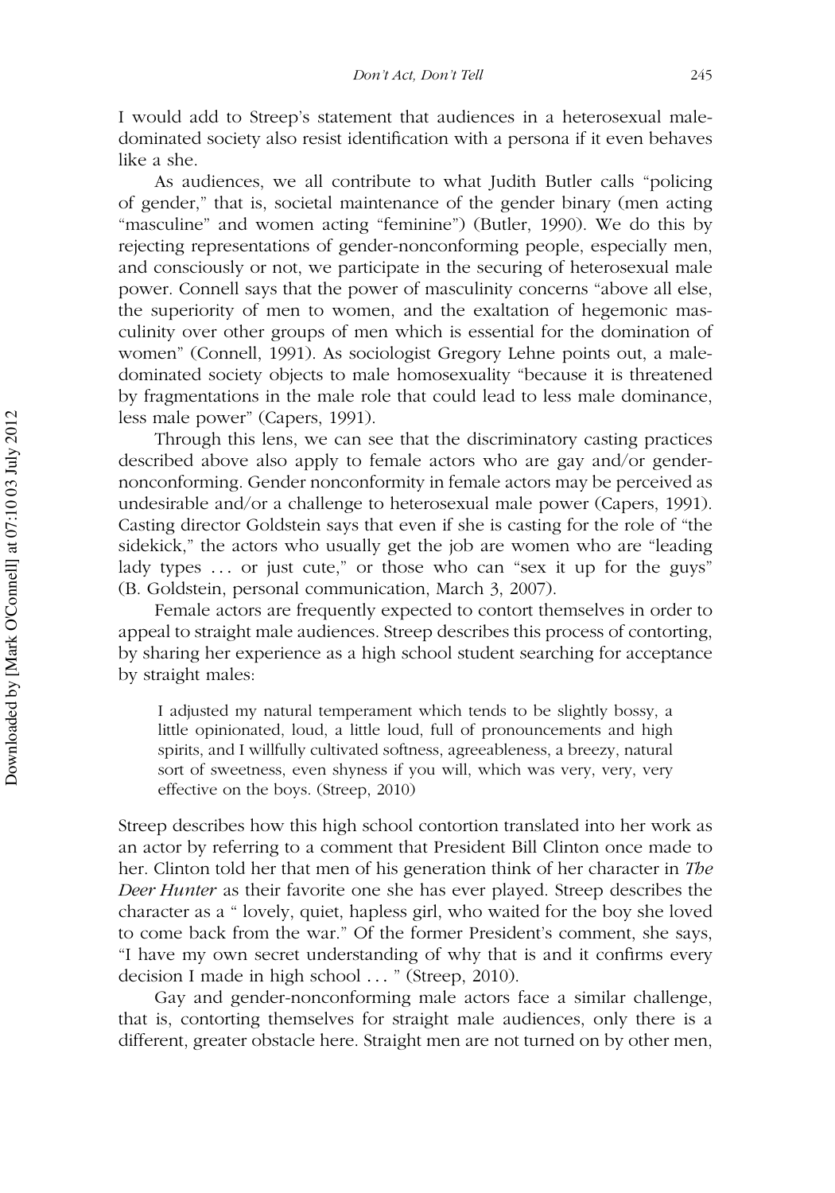I would add to Streep's statement that audiences in a heterosexual male-dominated society also resist identification with a persona if it even behaves like a she.

As audiences, we all contribute to what Judith Butler calls "policing of gender," that is, societal maintenance of the gender binary (men acting "masculine" and women acting "feminine") (Butler, 1990). We do this by rejecting representations of gender-nonconforming people, especially men, and consciously or not, we participate in the securing of heterosexual male power. Connell says that the power of masculinity concerns "above all else, the superiority of men to women, and the exaltation of hegemonic masculinity over other groups of men which is essential for the domination of women" (Connell, 1991). As sociologist Gregory Lehne points out, a male-dominated society objects to male homosexuality "because it is threatened by fragmentations in the male role that could lead to less male dominance, less male power" (Capers, 1991).

Through this lens, we can see that the discriminatory casting practices described above also apply to female actors who are gay and/or gender-nonconforming. Gender nonconformity in female actors may be perceived as undesirable and/or a challenge to heterosexual male power (Capers, 1991). Casting director Goldstein says that even if she is casting for the role of "the sidekick," the actors who usually get the job are women who are "leading lady types ... or just cute," or those who can "sex it up for the guys" (B. Goldstein, personal communication, March 3, 2007).

Female actors are frequently expected to contort themselves in order to appeal to straight male audiences. Streep describes this process of contorting, by sharing her experience as a high school student searching for acceptance by straight males:

> I adjusted my natural temperament which tends to be slightly bossy, a little opinionated, loud, a little loud, full of pronouncements and high spirits, and I willfully cultivated softness, agreeableness, a breezy, natural sort of sweetness, even shyness if you will, which was very, very, very effective on the boys. (Streep, 2010)

Streep describes how this high school contortion translated into her work as an actor by referring to a comment that President Bill Clinton once made to her. Clinton told her that men of his generation think of her character in *The Deer Hunter* as their favorite one she has ever played. Streep describes the character as a " lovely, quiet, hapless girl, who waited for the boy she loved to come back from the war." Of the former President's comment, she says, "I have my own secret understanding of why that is and it confirms every decision I made in high school ... " (Streep, 2010).

Gay and gender-nonconforming male actors face a similar challenge, that is, contorting themselves for straight male audiences, only there is a different, greater obstacle here. Straight men are not turned on by other men,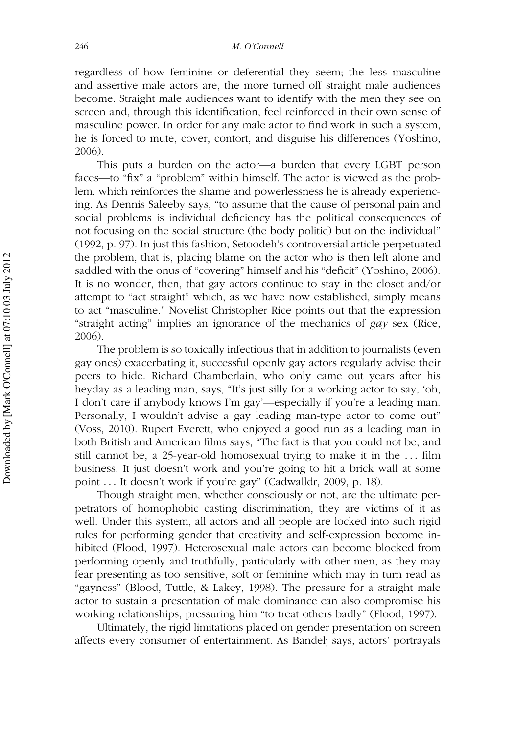regardless of how feminine or deferential they seem; the less masculine and assertive male actors are, the more turned off straight male audiences become. Straight male audiences want to identify with the men they see on screen and, through this identification, feel reinforced in their own sense of masculine power. In order for any male actor to find work in such a system, he is forced to mute, cover, contort, and disguise his differences (Yoshino, 2006).

This puts a burden on the actor—a burden that every LGBT person faces—to "fix" a "problem" within himself. The actor is viewed as the problem, which reinforces the shame and powerlessness he is already experiencing. As Dennis Saleeby says, "to assume that the cause of personal pain and social problems is individual deficiency has the political consequences of not focusing on the social structure (the body politic) but on the individual" (1992, p. 97). In just this fashion, Setoodeh's controversial article perpetuated the problem, that is, placing blame on the actor who is then left alone and saddled with the onus of "covering" himself and his "deficit" (Yoshino, 2006). It is no wonder, then, that gay actors continue to stay in the closet and/or attempt to "act straight" which, as we have now established, simply means to act "masculine." Novelist Christopher Rice points out that the expression "straight acting" implies an ignorance of the mechanics of *gay* sex (Rice, 2006).

The problem is so toxically infectious that in addition to journalists (even gay ones) exacerbating it, successful openly gay actors regularly advise their peers to hide. Richard Chamberlain, who only came out years after his heyday as a leading man, says, "It's just silly for a working actor to say, 'oh, I don't care if anybody knows I'm gay'—especially if you're a leading man. Personally, I wouldn't advise a gay leading man-type actor to come out" (Voss, 2010). Rupert Everett, who enjoyed a good run as a leading man in both British and American films says, "The fact is that you could not be, and still cannot be, a 25-year-old homosexual trying to make it in the ... film business. It just doesn't work and you're going to hit a brick wall at some point ... It doesn't work if you're gay" (Cadwalldr, 2009, p. 18).

Though straight men, whether consciously or not, are the ultimate perpetrators of homophobic casting discrimination, they are victims of it as well. Under this system, all actors and all people are locked into such rigid rules for performing gender that creativity and self-expression become inhibited (Flood, 1997). Heterosexual male actors can become blocked from performing openly and truthfully, particularly with other men, as they may fear presenting as too sensitive, soft or feminine which may in turn read as "gayness" (Blood, Tuttle, & Lakey, 1998). The pressure for a straight male actor to sustain a presentation of male dominance can also compromise his working relationships, pressuring him "to treat others badly" (Flood, 1997).

Ultimately, the rigid limitations placed on gender presentation on screen affects every consumer of entertainment. As Bandelj says, actors' portrayals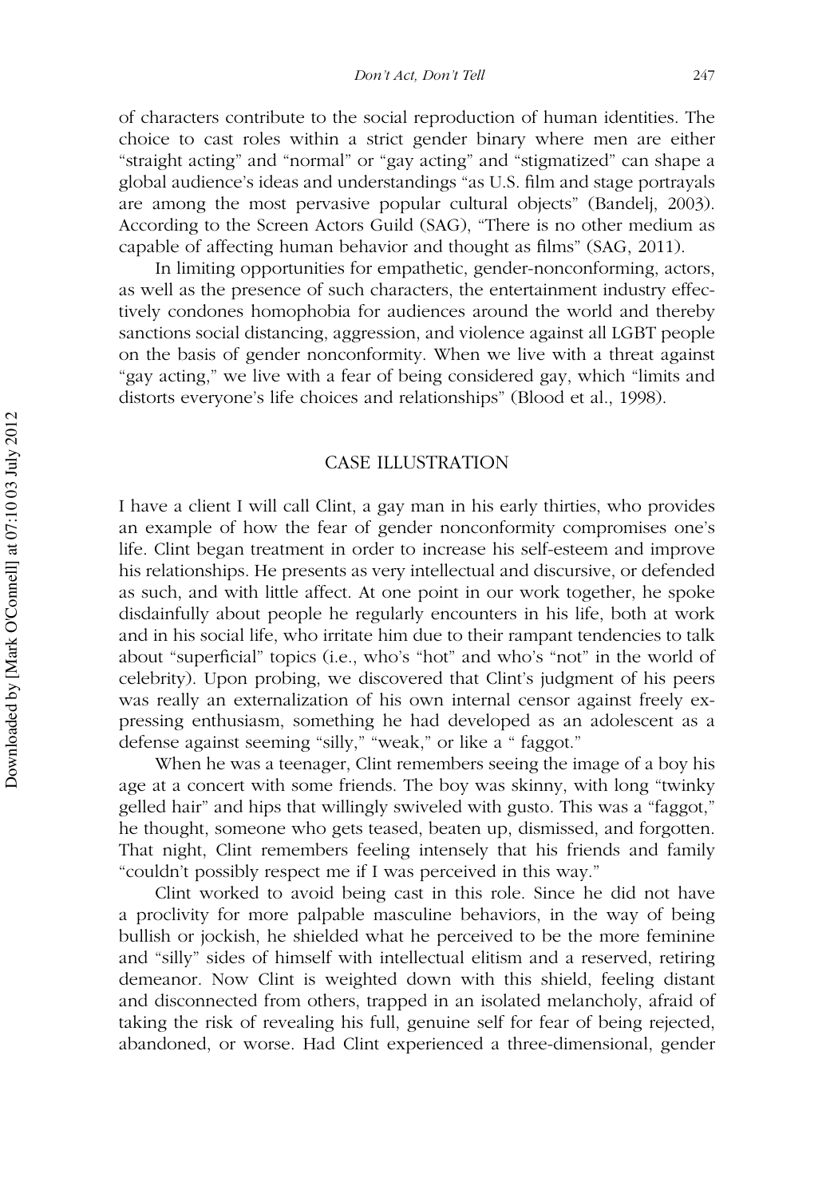of characters contribute to the social reproduction of human identities. The choice to cast roles within a strict gender binary where men are either "straight acting" and "normal" or "gay acting" and "stigmatized" can shape a global audience's ideas and understandings "as U.S. film and stage portrayals are among the most pervasive popular cultural objects" (Bandelj, 2003). According to the Screen Actors Guild (SAG), "There is no other medium as capable of affecting human behavior and thought as films" (SAG, 2011).

In limiting opportunities for empathetic, gender-nonconforming, actors, as well as the presence of such characters, the entertainment industry effectively condones homophobia for audiences around the world and thereby sanctions social distancing, aggression, and violence against all LGBT people on the basis of gender nonconformity. When we live with a threat against "gay acting," we live with a fear of being considered gay, which "limits and distorts everyone's life choices and relationships" (Blood et al., 1998).

## CASE ILLUSTRATION

I have a client I will call Clint, a gay man in his early thirties, who provides an example of how the fear of gender nonconformity compromises one's life. Clint began treatment in order to increase his self-esteem and improve his relationships. He presents as very intellectual and discursive, or defended as such, and with little affect. At one point in our work together, he spoke disdainfully about people he regularly encounters in his life, both at work and in his social life, who irritate him due to their rampant tendencies to talk about "superficial" topics (i.e., who's "hot" and who's "not" in the world of celebrity). Upon probing, we discovered that Clint's judgment of his peers was really an externalization of his own internal censor against freely expressing enthusiasm, something he had developed as an adolescent as a defense against seeming "silly," "weak," or like a " faggot."

When he was a teenager, Clint remembers seeing the image of a boy his age at a concert with some friends. The boy was skinny, with long "twinky gelled hair" and hips that willingly swiveled with gusto. This was a "faggot," he thought, someone who gets teased, beaten up, dismissed, and forgotten. That night, Clint remembers feeling intensely that his friends and family "couldn't possibly respect me if I was perceived in this way."

Clint worked to avoid being cast in this role. Since he did not have a proclivity for more palpable masculine behaviors, in the way of being bullish or jockish, he shielded what he perceived to be the more feminine and "silly" sides of himself with intellectual elitism and a reserved, retiring demeanor. Now Clint is weighted down with this shield, feeling distant and disconnected from others, trapped in an isolated melancholy, afraid of taking the risk of revealing his full, genuine self for fear of being rejected, abandoned, or worse. Had Clint experienced a three-dimensional, gender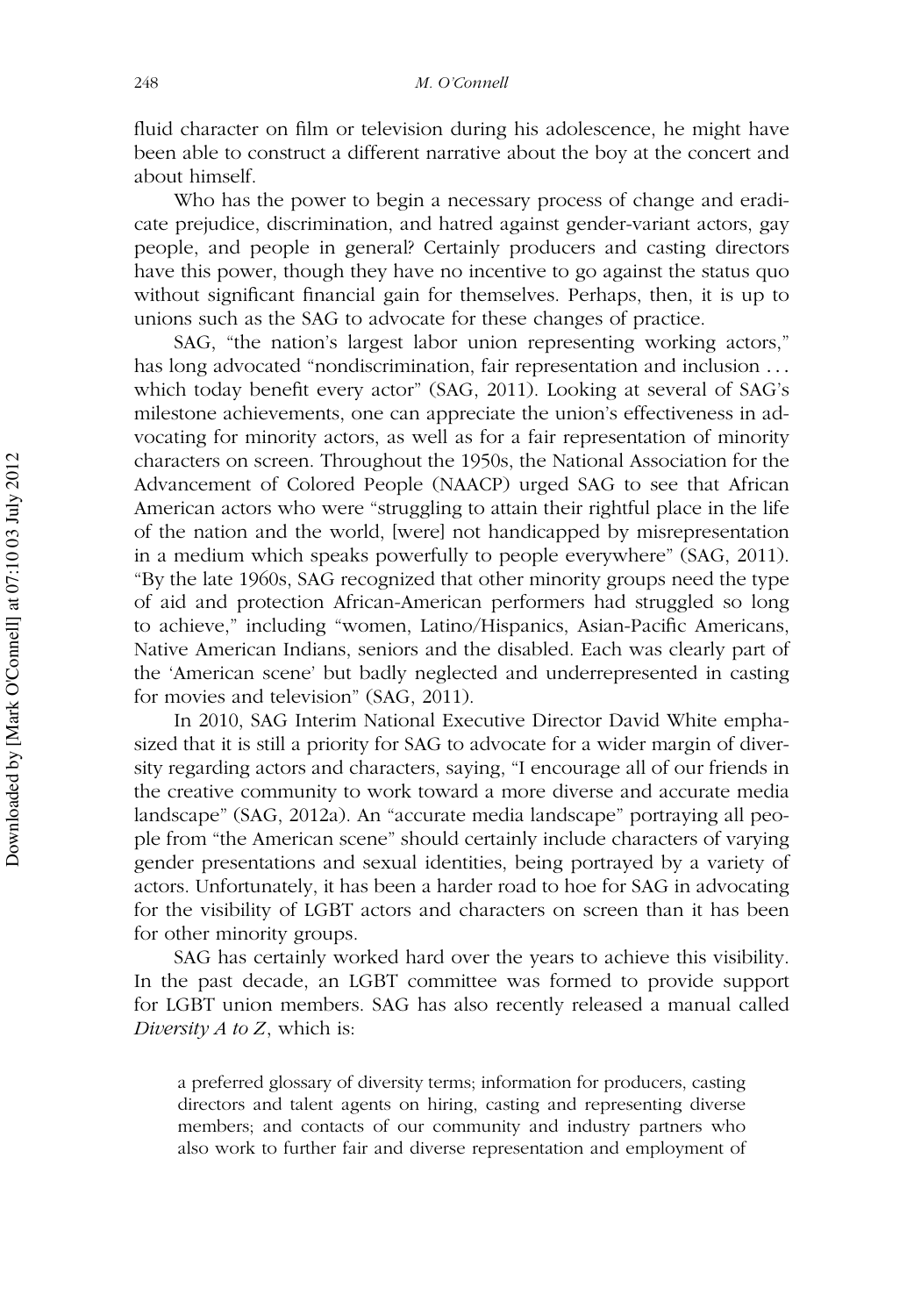fluid character on film or television during his adolescence, he might have been able to construct a different narrative about the boy at the concert and about himself.

Who has the power to begin a necessary process of change and eradicate prejudice, discrimination, and hatred against gender-variant actors, gay people, and people in general? Certainly producers and casting directors have this power, though they have no incentive to go against the status quo without significant financial gain for themselves. Perhaps, then, it is up to unions such as the SAG to advocate for these changes of practice.

SAG, "the nation's largest labor union representing working actors," has long advocated "nondiscrimination, fair representation and inclusion ... which today benefit every actor" (SAG, 2011). Looking at several of SAG's milestone achievements, one can appreciate the union's effectiveness in advocating for minority actors, as well as for a fair representation of minority characters on screen. Throughout the 1950s, the National Association for the Advancement of Colored People (NAACP) urged SAG to see that African American actors who were "struggling to attain their rightful place in the life of the nation and the world, [were] not handicapped by misrepresentation in a medium which speaks powerfully to people everywhere" (SAG, 2011). "By the late 1960s, SAG recognized that other minority groups need the type of aid and protection African-American performers had struggled so long to achieve," including "women, Latino/Hispanics, Asian-Pacific Americans, Native American Indians, seniors and the disabled. Each was clearly part of the 'American scene' but badly neglected and underrepresented in casting for movies and television" (SAG, 2011).

In 2010, SAG Interim National Executive Director David White emphasized that it is still a priority for SAG to advocate for a wider margin of diversity regarding actors and characters, saying, "I encourage all of our friends in the creative community to work toward a more diverse and accurate media landscape" (SAG, 2012a). An "accurate media landscape" portraying all people from "the American scene" should certainly include characters of varying gender presentations and sexual identities, being portrayed by a variety of actors. Unfortunately, it has been a harder road to hoe for SAG in advocating for the visibility of LGBT actors and characters on screen than it has been for other minority groups.

SAG has certainly worked hard over the years to achieve this visibility. In the past decade, an LGBT committee was formed to provide support for LGBT union members. SAG has also recently released a manual called *Diversity A to Z*, which is:

> a preferred glossary of diversity terms; information for producers, casting directors and talent agents on hiring, casting and representing diverse members; and contacts of our community and industry partners who also work to further fair and diverse representation and employment of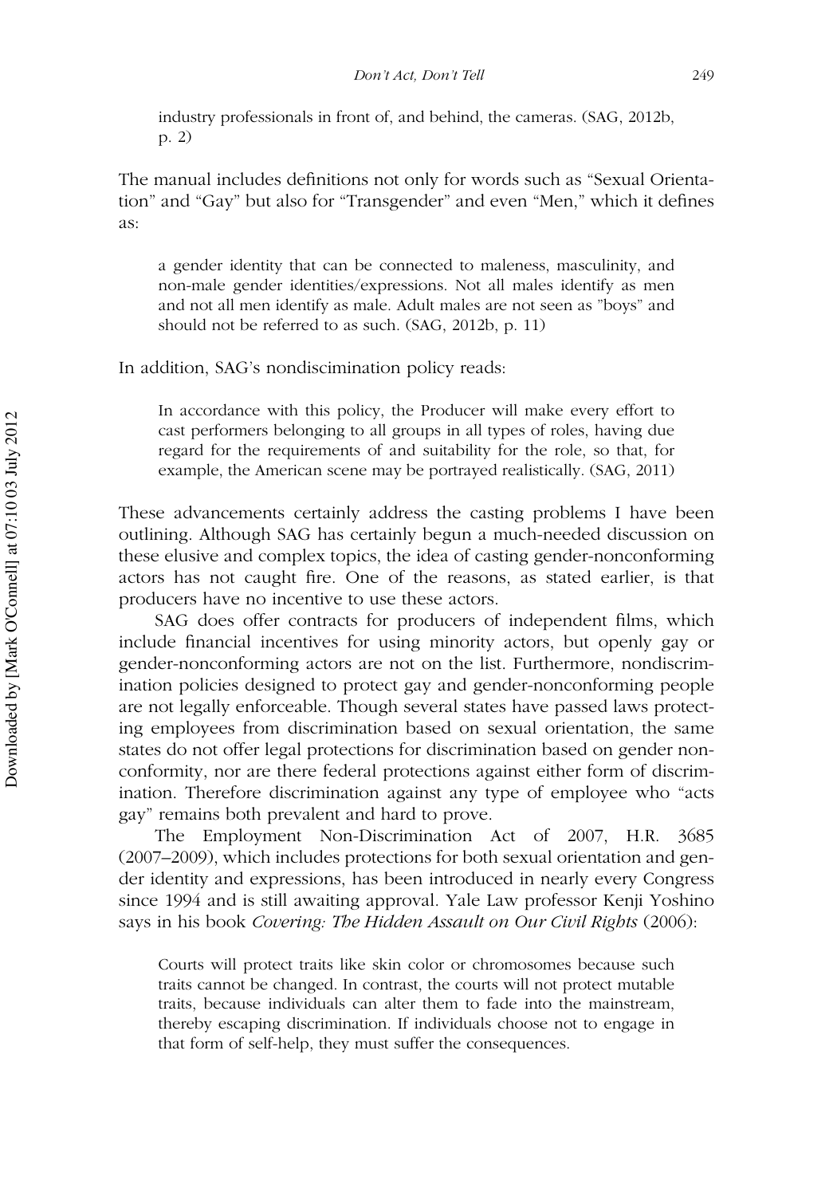> industry professionals in front of, and behind, the cameras. (SAG, 2012b, p. 2)

The manual includes definitions not only for words such as "Sexual Orientation" and "Gay" but also for "Transgender" and even "Men," which it defines as:

> a gender identity that can be connected to maleness, masculinity, and non-male gender identities/expressions. Not all males identify as men and not all men identify as male. Adult males are not seen as "boys" and should not be referred to as such. (SAG, 2012b, p. 11)

In addition, SAG's nondiscrimination policy reads:

> In accordance with this policy, the Producer will make every effort to cast performers belonging to all groups in all types of roles, having due regard for the requirements of and suitability for the role, so that, for example, the American scene may be portrayed realistically. (SAG, 2011)

These advancements certainly address the casting problems I have been outlining. Although SAG has certainly begun a much-needed discussion on these elusive and complex topics, the idea of casting gender-nonconforming actors has not caught fire. One of the reasons, as stated earlier, is that producers have no incentive to use these actors.

SAG does offer contracts for producers of independent films, which include financial incentives for using minority actors, but openly gay or gender-nonconforming actors are not on the list. Furthermore, nondiscrimination policies designed to protect gay and gender-nonconforming people are not legally enforceable. Though several states have passed laws protecting employees from discrimination based on sexual orientation, the same states do not offer legal protections for discrimination based on gender nonconformity, nor are there federal protections against either form of discrimination. Therefore discrimination against any type of employee who "acts gay" remains both prevalent and hard to prove.

The Employment Non-Discrimination Act of 2007, H.R. 3685 (2007–2009), which includes protections for both sexual orientation and gender identity and expressions, has been introduced in nearly every Congress since 1994 and is still awaiting approval. Yale Law professor Kenji Yoshino says in his book *Covering: The Hidden Assault on Our Civil Rights* (2006):

> Courts will protect traits like skin color or chromosomes because such traits cannot be changed. In contrast, the courts will not protect mutable traits, because individuals can alter them to fade into the mainstream, thereby escaping discrimination. If individuals choose not to engage in that form of self-help, they must suffer the consequences.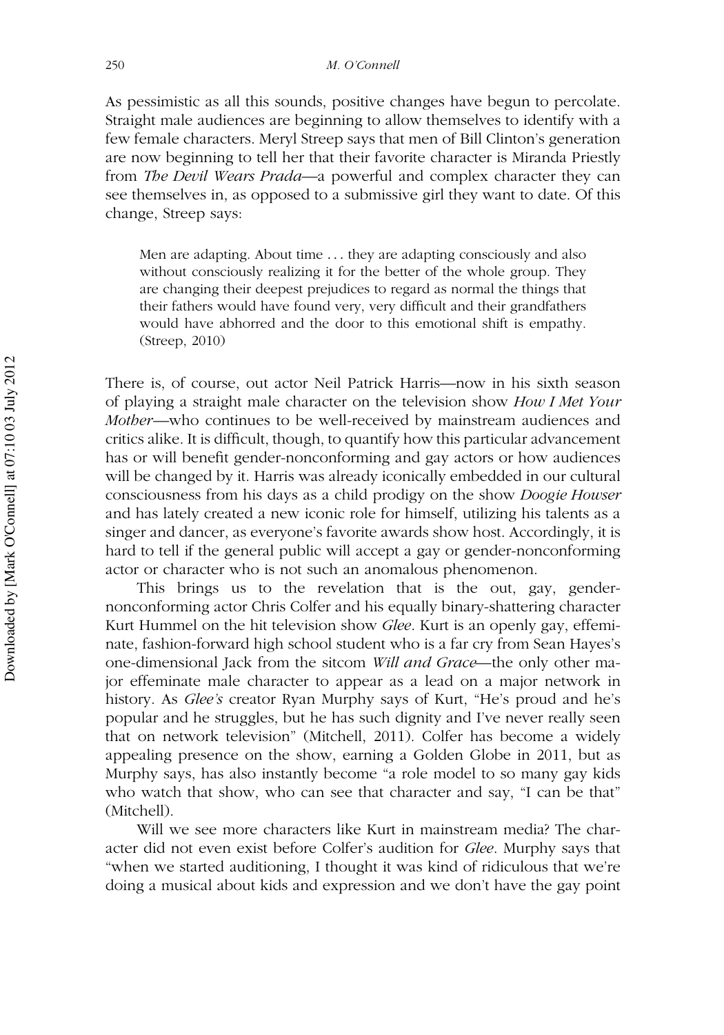As pessimistic as all this sounds, positive changes have begun to percolate. Straight male audiences are beginning to allow themselves to identify with a few female characters. Meryl Streep says that men of Bill Clinton's generation are now beginning to tell her that their favorite character is Miranda Priestly from *The Devil Wears Prada*—a powerful and complex character they can see themselves in, as opposed to a submissive girl they want to date. Of this change, Streep says:

> Men are adapting. About time . . . they are adapting consciously and also without consciously realizing it for the better of the whole group. They are changing their deepest prejudices to regard as normal the things that their fathers would have found very, very difficult and their grandfathers would have abhorred and the door to this emotional shift is empathy. (Streep, 2010)

There is, of course, out actor Neil Patrick Harris—now in his sixth season of playing a straight male character on the television show *How I Met Your Mother*—who continues to be well-received by mainstream audiences and critics alike. It is difficult, though, to quantify how this particular advancement has or will benefit gender-nonconforming and gay actors or how audiences will be changed by it. Harris was already iconically embedded in our cultural consciousness from his days as a child prodigy on the show *Doogie Howser* and has lately created a new iconic role for himself, utilizing his talents as a singer and dancer, as everyone's favorite awards show host. Accordingly, it is hard to tell if the general public will accept a gay or gender-nonconforming actor or character who is not such an anomalous phenomenon.

This brings us to the revelation that is the out, gay, gender-nonconforming actor Chris Colfer and his equally binary-shattering character Kurt Hummel on the hit television show *Glee*. Kurt is an openly gay, effeminate, fashion-forward high school student who is a far cry from Sean Hayes's one-dimensional Jack from the sitcom *Will and Grace*—the only other major effeminate male character to appear as a lead on a major network in history. As *Glee's* creator Ryan Murphy says of Kurt, "He's proud and he's popular and he struggles, but he has such dignity and I've never really seen that on network television" (Mitchell, 2011). Colfer has become a widely appealing presence on the show, earning a Golden Globe in 2011, but as Murphy says, has also instantly become "a role model to so many gay kids who watch that show, who can see that character and say, "I can be that" (Mitchell).

Will we see more characters like Kurt in mainstream media? The character did not even exist before Colfer's audition for *Glee*. Murphy says that "when we started auditioning, I thought it was kind of ridiculous that we're doing a musical about kids and expression and we don't have the gay point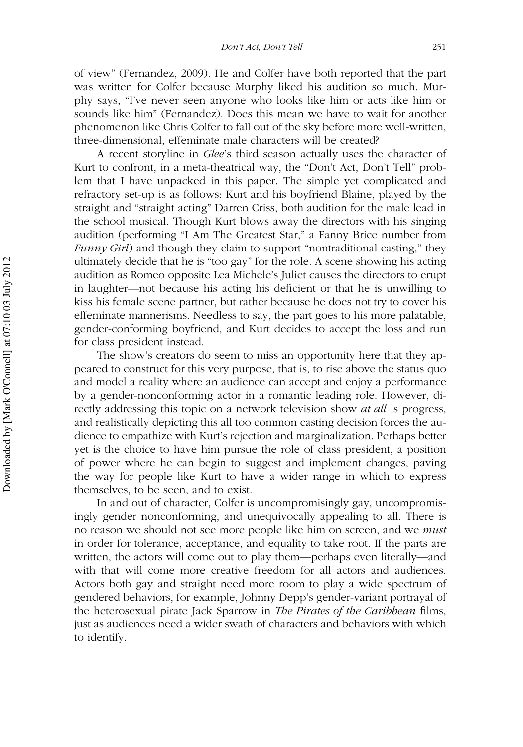of view" (Fernandez, 2009). He and Colfer have both reported that the part was written for Colfer because Murphy liked his audition so much. Murphy says, "I've never seen anyone who looks like him or acts like him or sounds like him" (Fernandez). Does this mean we have to wait for another phenomenon like Chris Colfer to fall out of the sky before more well-written, three-dimensional, effeminate male characters will be created?

A recent storyline in *Glee*'s third season actually uses the character of Kurt to confront, in a meta-theatrical way, the "Don't Act, Don't Tell" problem that I have unpacked in this paper. The simple yet complicated and refractory set-up is as follows: Kurt and his boyfriend Blaine, played by the straight and "straight acting" Darren Criss, both audition for the male lead in the school musical. Though Kurt blows away the directors with his singing audition (performing "I Am The Greatest Star," a Fanny Brice number from *Funny Girl*) and though they claim to support "nontraditional casting," they ultimately decide that he is "too gay" for the role. A scene showing his acting audition as Romeo opposite Lea Michele's Juliet causes the directors to erupt in laughter—not because his acting his deficient or that he is unwilling to kiss his female scene partner, but rather because he does not try to cover his effeminate mannerisms. Needless to say, the part goes to his more palatable, gender-conforming boyfriend, and Kurt decides to accept the loss and run for class president instead.

The show's creators do seem to miss an opportunity here that they appeared to construct for this very purpose, that is, to rise above the status quo and model a reality where an audience can accept and enjoy a performance by a gender-nonconforming actor in a romantic leading role. However, directly addressing this topic on a network television show *at all* is progress, and realistically depicting this all too common casting decision forces the audience to empathize with Kurt's rejection and marginalization. Perhaps better yet is the choice to have him pursue the role of class president, a position of power where he can begin to suggest and implement changes, paving the way for people like Kurt to have a wider range in which to express themselves, to be seen, and to exist.

In and out of character, Colfer is uncompromisingly gay, uncompromisingly gender nonconforming, and unequivocally appealing to all. There is no reason we should not see more people like him on screen, and we *must* in order for tolerance, acceptance, and equality to take root. If the parts are written, the actors will come out to play them—perhaps even literally—and with that will come more creative freedom for all actors and audiences. Actors both gay and straight need more room to play a wide spectrum of gendered behaviors, for example, Johnny Depp's gender-variant portrayal of the heterosexual pirate Jack Sparrow in *The Pirates of the Caribbean* films, just as audiences need a wider swath of characters and behaviors with which to identify.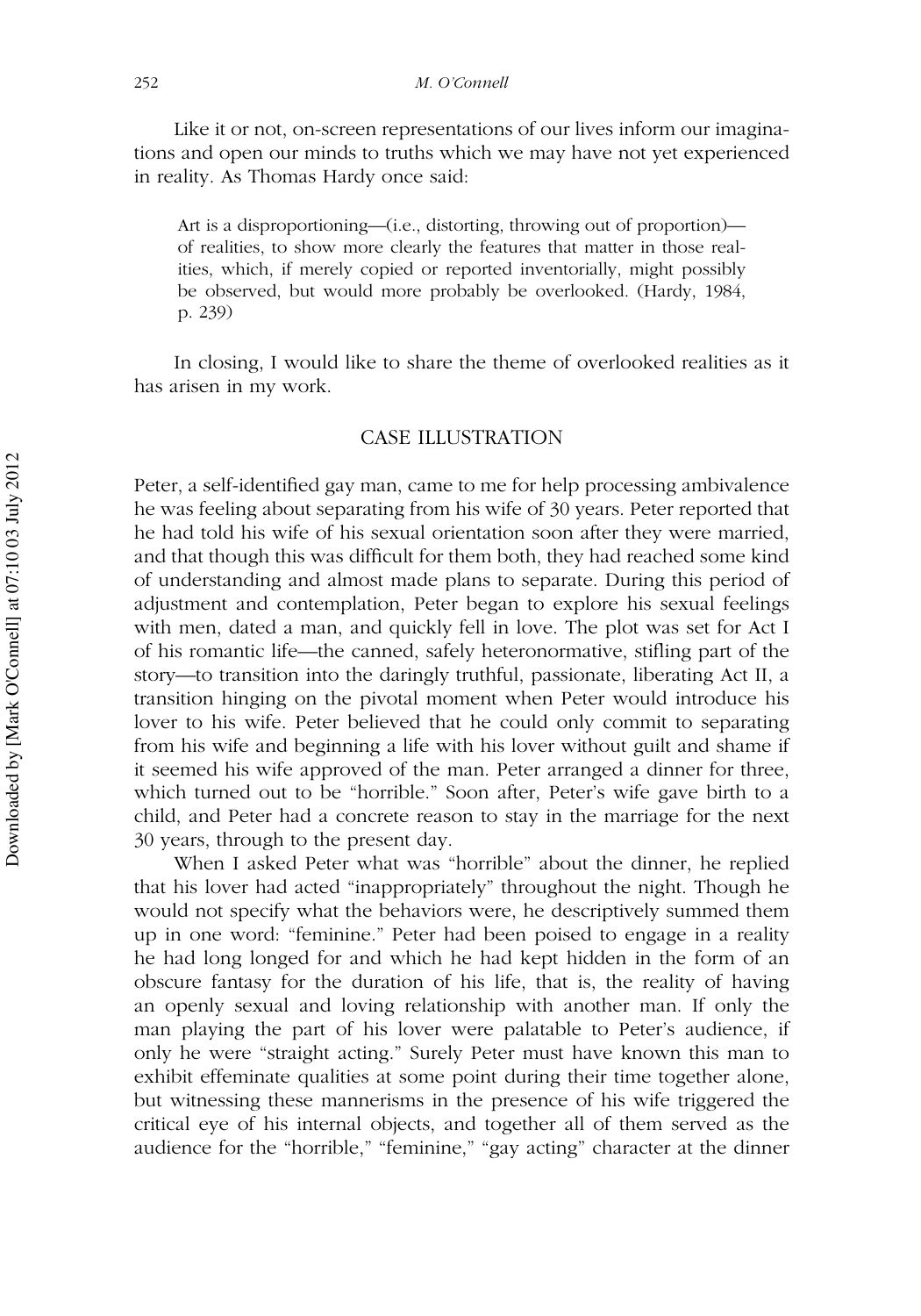Like it or not, on-screen representations of our lives inform our imaginations and open our minds to truths which we may have not yet experienced in reality. As Thomas Hardy once said:

> Art is a disproportioning—(i.e., distorting, throwing out of proportion)—of realities, to show more clearly the features that matter in those realities, which, if merely copied or reported inventorially, might possibly be observed, but would more probably be overlooked. (Hardy, 1984, p. 239)

In closing, I would like to share the theme of overlooked realities as it has arisen in my work.

## CASE ILLUSTRATION

Peter, a self-identified gay man, came to me for help processing ambivalence he was feeling about separating from his wife of 30 years. Peter reported that he had told his wife of his sexual orientation soon after they were married, and that though this was difficult for them both, they had reached some kind of understanding and almost made plans to separate. During this period of adjustment and contemplation, Peter began to explore his sexual feelings with men, dated a man, and quickly fell in love. The plot was set for Act I of his romantic life—the canned, safely heteronormative, stifling part of the story—to transition into the daringly truthful, passionate, liberating Act II, a transition hinging on the pivotal moment when Peter would introduce his lover to his wife. Peter believed that he could only commit to separating from his wife and beginning a life with his lover without guilt and shame if it seemed his wife approved of the man. Peter arranged a dinner for three, which turned out to be "horrible." Soon after, Peter's wife gave birth to a child, and Peter had a concrete reason to stay in the marriage for the next 30 years, through to the present day.

When I asked Peter what was "horrible" about the dinner, he replied that his lover had acted "inappropriately" throughout the night. Though he would not specify what the behaviors were, he descriptively summed them up in one word: "feminine." Peter had been poised to engage in a reality he had long longed for and which he had kept hidden in the form of an obscure fantasy for the duration of his life, that is, the reality of having an openly sexual and loving relationship with another man. If only the man playing the part of his lover were palatable to Peter's audience, if only he were "straight acting." Surely Peter must have known this man to exhibit effeminate qualities at some point during their time together alone, but witnessing these mannerisms in the presence of his wife triggered the critical eye of his internal objects, and together all of them served as the audience for the "horrible," "feminine," "gay acting" character at the dinner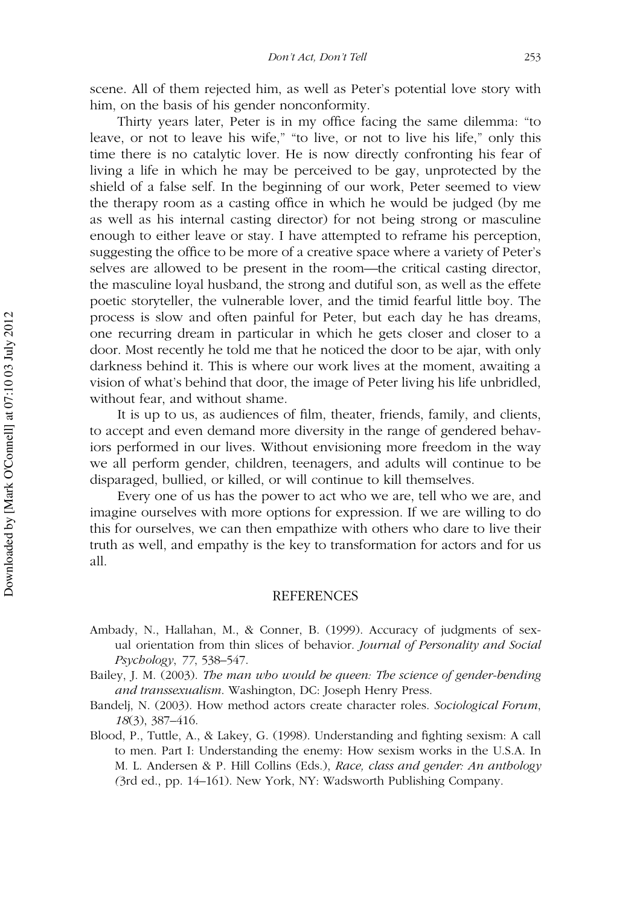scene. All of them rejected him, as well as Peter's potential love story with him, on the basis of his gender nonconformity.

Thirty years later, Peter is in my office facing the same dilemma: "to leave, or not to leave his wife," "to live, or not to live his life," only this time there is no catalytic lover. He is now directly confronting his fear of living a life in which he may be perceived to be gay, unprotected by the shield of a false self. In the beginning of our work, Peter seemed to view the therapy room as a casting office in which he would be judged (by me as well as his internal casting director) for not being strong or masculine enough to either leave or stay. I have attempted to reframe his perception, suggesting the office to be more of a creative space where a variety of Peter's selves are allowed to be present in the room—the critical casting director, the masculine loyal husband, the strong and dutiful son, as well as the effete poetic storyteller, the vulnerable lover, and the timid fearful little boy. The process is slow and often painful for Peter, but each day he has dreams, one recurring dream in particular in which he gets closer and closer to a door. Most recently he told me that he noticed the door to be ajar, with only darkness behind it. This is where our work lives at the moment, awaiting a vision of what's behind that door, the image of Peter living his life unbridled, without fear, and without shame.

It is up to us, as audiences of film, theater, friends, family, and clients, to accept and even demand more diversity in the range of gendered behaviors performed in our lives. Without envisioning more freedom in the way we all perform gender, children, teenagers, and adults will continue to be disparaged, bullied, or killed, or will continue to kill themselves.

Every one of us has the power to act who we are, tell who we are, and imagine ourselves with more options for expression. If we are willing to do this for ourselves, we can then empathize with others who dare to live their truth as well, and empathy is the key to transformation for actors and for us all.

## REFERENCES

Ambady, N., Hallahan, M., & Conner, B. (1999). Accuracy of judgments of sexual orientation from thin slices of behavior. *Journal of Personality and Social Psychology*, *77*, 538–547.

Bailey, J. M. (2003). *The man who would be queen: The science of gender-bending and transsexualism*. Washington, DC: Joseph Henry Press.

Bandelj, N. (2003). How method actors create character roles. *Sociological Forum*, *18*(3), 387–416.

Blood, P., Tuttle, A., & Lakey, G. (1998). Understanding and fighting sexism: A call to men. Part I: Understanding the enemy: How sexism works in the U.S.A. In M. L. Andersen & P. Hill Collins (Eds.), *Race, class and gender: An anthology (*3rd ed., pp. 14–161). New York, NY: Wadsworth Publishing Company.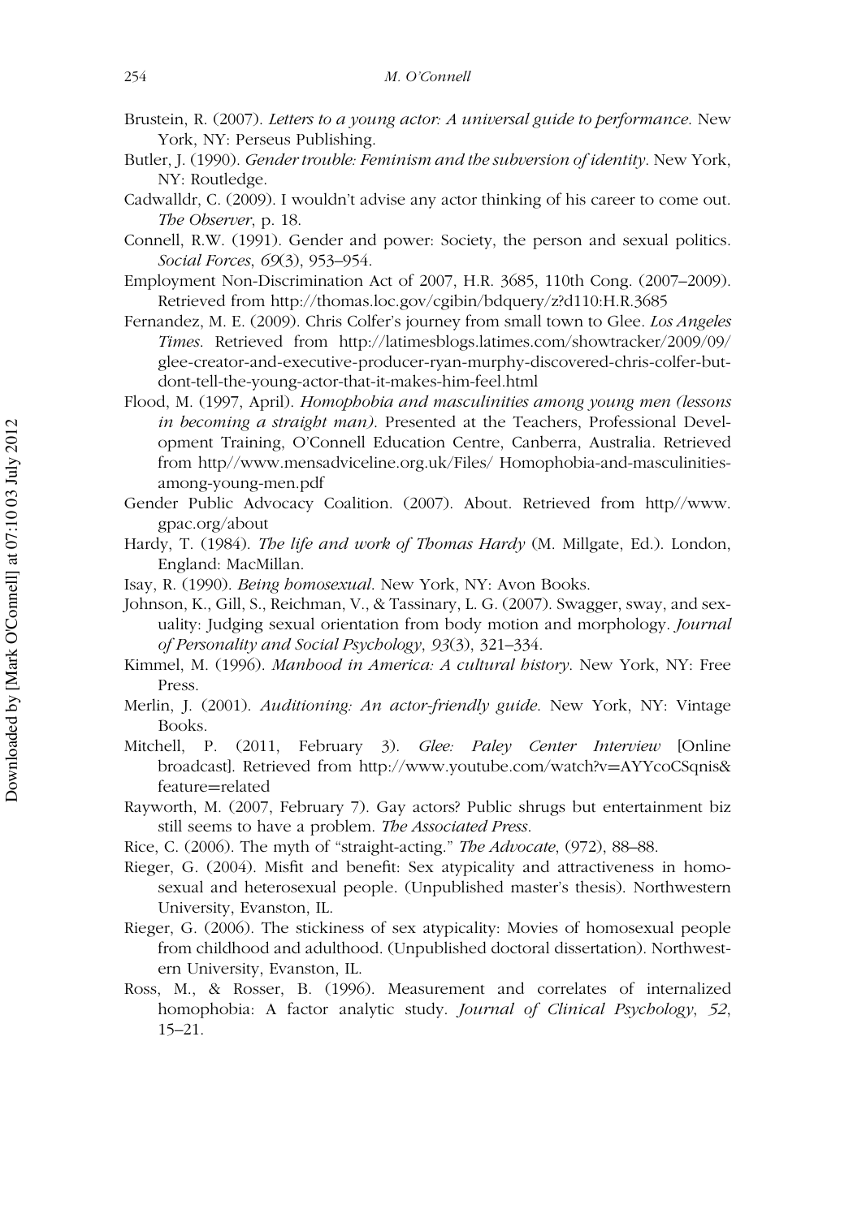Brustein, R. (2007). *Letters to a young actor: A universal guide to performance*. New York, NY: Perseus Publishing.

Butler, J. (1990). *Gender trouble: Feminism and the subversion of identity*. New York, NY: Routledge.

Cadwalldr, C. (2009). I wouldn't advise any actor thinking of his career to come out. *The Observer*, p. 18.

Connell, R.W. (1991). Gender and power: Society, the person and sexual politics. *Social Forces*, *69*(3), 953–954.

Employment Non-Discrimination Act of 2007, H.R. 3685, 110th Cong. (2007–2009). Retrieved from http://thomas.loc.gov/cgibin/bdquery/z?d110:H.R.3685

Fernandez, M. E. (2009). Chris Colfer's journey from small town to Glee. *Los Angeles Times*. Retrieved from http://latimesblogs.latimes.com/showtracker/2009/09/glee-creator-and-executive-producer-ryan-murphy-discovered-chris-colfer-but-dont-tell-the-young-actor-that-it-makes-him-feel.html

Flood, M. (1997, April). *Homophobia and masculinities among young men (lessons in becoming a straight man)*. Presented at the Teachers, Professional Development Training, O'Connell Education Centre, Canberra, Australia. Retrieved from http//www.mensadviceline.org.uk/Files/ Homophobia-and-masculinities-among-young-men.pdf

Gender Public Advocacy Coalition. (2007). About. Retrieved from http//www.gpac.org/about

Hardy, T. (1984). *The life and work of Thomas Hardy* (M. Millgate, Ed.). London, England: MacMillan.

Isay, R. (1990). *Being homosexual*. New York, NY: Avon Books.

Johnson, K., Gill, S., Reichman, V., & Tassinary, L. G. (2007). Swagger, sway, and sexuality: Judging sexual orientation from body motion and morphology. *Journal of Personality and Social Psychology*, *93*(3), 321–334.

Kimmel, M. (1996). *Manhood in America: A cultural history*. New York, NY: Free Press.

Merlin, J. (2001). *Auditioning: An actor-friendly guide*. New York, NY: Vintage Books.

Mitchell, P. (2011, February 3). *Glee: Paley Center Interview* [Online broadcast]. Retrieved from http://www.youtube.com/watch?v=AYYcoCSqnis&feature=related

Rayworth, M. (2007, February 7). Gay actors? Public shrugs but entertainment biz still seems to have a problem. *The Associated Press*.

Rice, C. (2006). The myth of "straight-acting." *The Advocate*, (972), 88–88.

Rieger, G. (2004). Misfit and benefit: Sex atypicality and attractiveness in homosexual and heterosexual people. (Unpublished master's thesis). Northwestern University, Evanston, IL.

Rieger, G. (2006). The stickiness of sex atypicality: Movies of homosexual people from childhood and adulthood. (Unpublished doctoral dissertation). Northwestern University, Evanston, IL.

Ross, M., & Rosser, B. (1996). Measurement and correlates of internalized homophobia: A factor analytic study. *Journal of Clinical Psychology*, *52*, 15–21.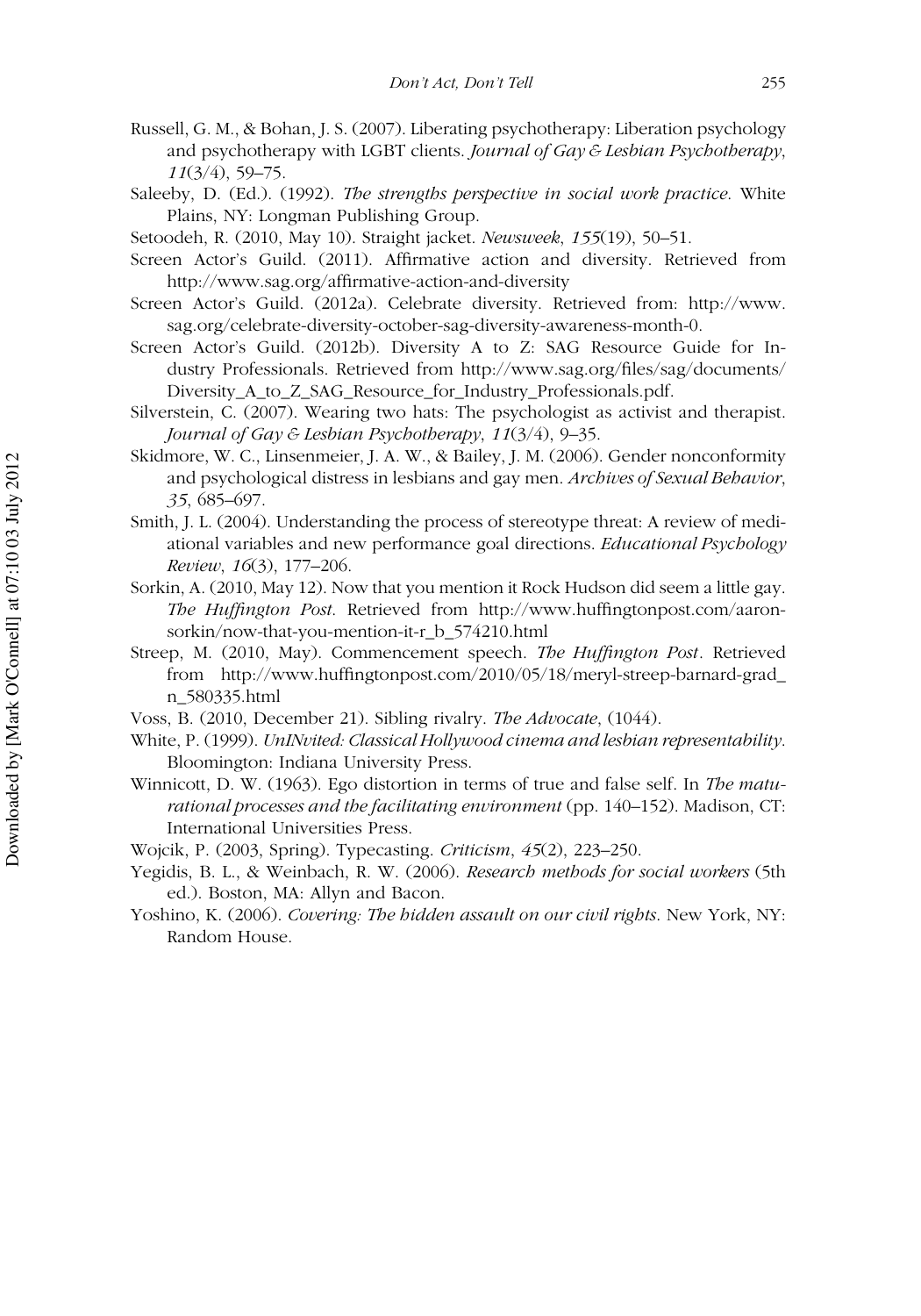Russell, G. M., & Bohan, J. S. (2007). Liberating psychotherapy: Liberation psychology and psychotherapy with LGBT clients. *Journal of Gay & Lesbian Psychotherapy*, *11*(3/4), 59–75.

Saleeby, D. (Ed.). (1992). *The strengths perspective in social work practice*. White Plains, NY: Longman Publishing Group.

Setoodeh, R. (2010, May 10). Straight jacket. *Newsweek*, *155*(19), 50–51.

Screen Actor's Guild. (2011). Affirmative action and diversity. Retrieved from http://www.sag.org/affirmative-action-and-diversity

Screen Actor's Guild. (2012a). Celebrate diversity. Retrieved from: http://www.sag.org/celebrate-diversity-october-sag-diversity-awareness-month-0.

Screen Actor's Guild. (2012b). Diversity A to Z: SAG Resource Guide for Industry Professionals. Retrieved from http://www.sag.org/files/sag/documents/Diversity_A_to_Z_SAG_Resource_for_Industry_Professionals.pdf.

Silverstein, C. (2007). Wearing two hats: The psychologist as activist and therapist. *Journal of Gay & Lesbian Psychotherapy*, *11*(3/4), 9–35.

Skidmore, W. C., Linsenmeier, J. A. W., & Bailey, J. M. (2006). Gender nonconformity and psychological distress in lesbians and gay men. *Archives of Sexual Behavior*, *35*, 685–697.

Smith, J. L. (2004). Understanding the process of stereotype threat: A review of mediational variables and new performance goal directions. *Educational Psychology Review*, *16*(3), 177–206.

Sorkin, A. (2010, May 12). Now that you mention it Rock Hudson did seem a little gay. *The Huffington Post*. Retrieved from http://www.huffingtonpost.com/aaron-sorkin/now-that-you-mention-it-r_b_574210.html

Streep, M. (2010, May). Commencement speech. *The Huffington Post*. Retrieved from http://www.huffingtonpost.com/2010/05/18/meryl-streep-barnard-grad_n_580335.html

Voss, B. (2010, December 21). Sibling rivalry. *The Advocate*, (1044).

White, P. (1999). *UnINvited: Classical Hollywood cinema and lesbian representability*. Bloomington: Indiana University Press.

Winnicott, D. W. (1963). Ego distortion in terms of true and false self. In *The maturational processes and the facilitating environment* (pp. 140–152). Madison, CT: International Universities Press.

Wojcik, P. (2003, Spring). Typecasting. *Criticism*, *45*(2), 223–250.

Yegidis, B. L., & Weinbach, R. W. (2006). *Research methods for social workers* (5th ed.). Boston, MA: Allyn and Bacon.

Yoshino, K. (2006). *Covering: The hidden assault on our civil rights*. New York, NY: Random House.